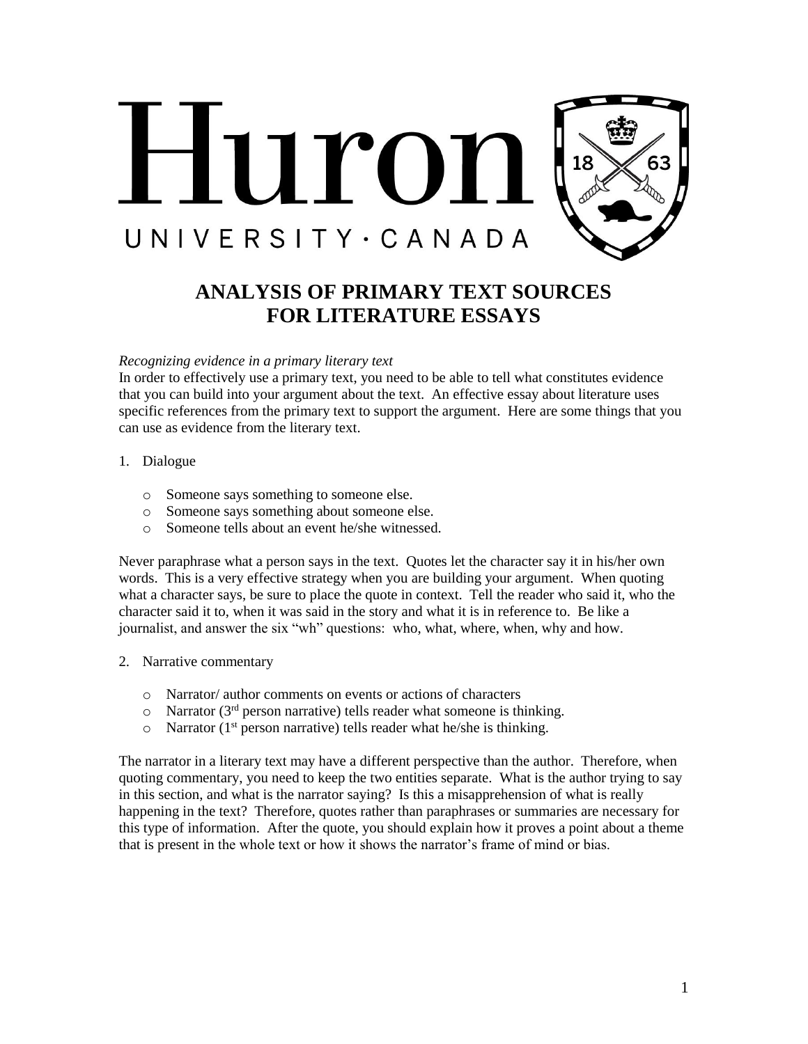Huron

UNIVERSITY · CANADA

# ANALYSIS OF PRIMARY TEXT SOURCES FOR LITERATURE ESSAYS

*Recognizing evidence in a primary literary text*

In order to effectively use a primary text, you need to be able to tell what constitutes evidence that you can build into your argument about the text. An effective essay about literature uses specific references from the primary text to support the argument. Here are some things that you can use as evidence from the literary text.

1. Dialogue
   - Someone says something to someone else.
   - Someone says something about someone else.
   - Someone tells about an event he/she witnessed.

Never paraphrase what a person says in the text. Quotes let the character say it in his/her own words. This is a very effective strategy when you are building your argument. When quoting what a character says, be sure to place the quote in context. Tell the reader who said it, who the character said it to, when it was said in the story and what it is in reference to. Be like a journalist, and answer the six "wh" questions: who, what, where, when, why and how.

2. Narrative commentary
   - Narrator/ author comments on events or actions of characters
   - Narrator (3rd person narrative) tells reader what someone is thinking.
   - Narrator (1st person narrative) tells reader what he/she is thinking.

The narrator in a literary text may have a different perspective than the author. Therefore, when quoting commentary, you need to keep the two entities separate. What is the author trying to say in this section, and what is the narrator saying? Is this a misapprehension of what is really happening in the text? Therefore, quotes rather than paraphrases or summaries are necessary for this type of information. After the quote, you should explain how it proves a point about a theme that is present in the whole text or how it shows the narrator's frame of mind or bias.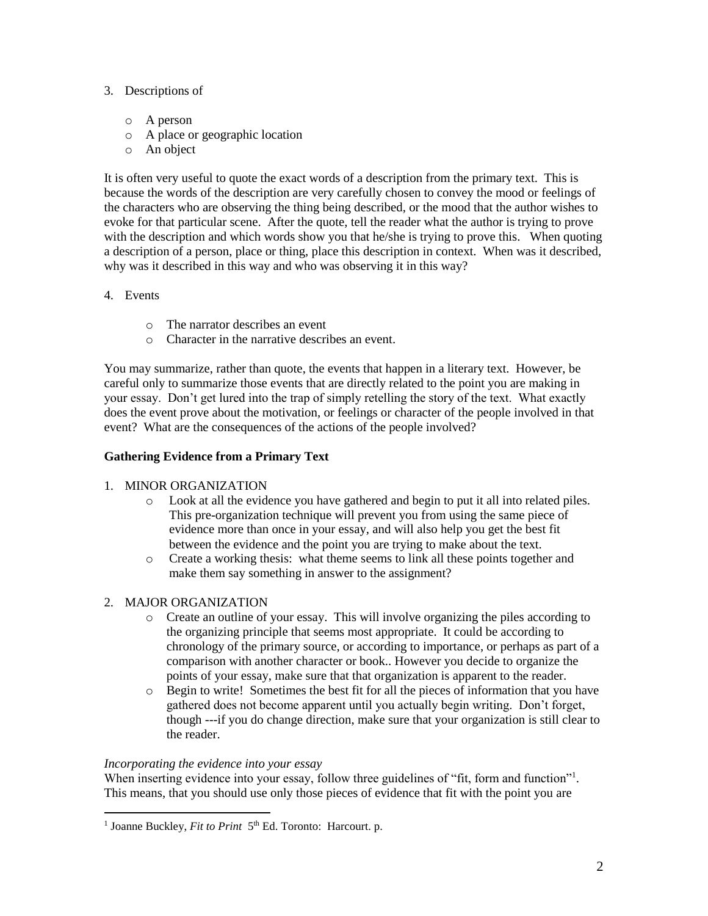3. Descriptions of

   - A person
   - A place or geographic location
   - An object

It is often very useful to quote the exact words of a description from the primary text. This is because the words of the description are very carefully chosen to convey the mood or feelings of the characters who are observing the thing being described, or the mood that the author wishes to evoke for that particular scene. After the quote, tell the reader what the author is trying to prove with the description and which words show you that he/she is trying to prove this. When quoting a description of a person, place or thing, place this description in context. When was it described, why was it described in this way and who was observing it in this way?

4. Events

   - The narrator describes an event
   - Character in the narrative describes an event.

You may summarize, rather than quote, the events that happen in a literary text. However, be careful only to summarize those events that are directly related to the point you are making in your essay. Don't get lured into the trap of simply retelling the story of the text. What exactly does the event prove about the motivation, or feelings or character of the people involved in that event? What are the consequences of the actions of the people involved?

**Gathering Evidence from a Primary Text**

1. MINOR ORGANIZATION
   - Look at all the evidence you have gathered and begin to put it all into related piles. This pre-organization technique will prevent you from using the same piece of evidence more than once in your essay, and will also help you get the best fit between the evidence and the point you are trying to make about the text.
   - Create a working thesis: what theme seems to link all these points together and make them say something in answer to the assignment?

2. MAJOR ORGANIZATION
   - Create an outline of your essay. This will involve organizing the piles according to the organizing principle that seems most appropriate. It could be according to chronology of the primary source, or according to importance, or perhaps as part of a comparison with another character or book.. However you decide to organize the points of your essay, make sure that that organization is apparent to the reader.
   - Begin to write! Sometimes the best fit for all the pieces of information that you have gathered does not become apparent until you actually begin writing. Don't forget, though ---if you do change direction, make sure that your organization is still clear to the reader.

*Incorporating the evidence into your essay*

When inserting evidence into your essay, follow three guidelines of "fit, form and function"[1]. This means, that you should use only those pieces of evidence that fit with the point you are

[1] Joanne Buckley, *Fit to Print* 5th Ed. Toronto: Harcourt. p.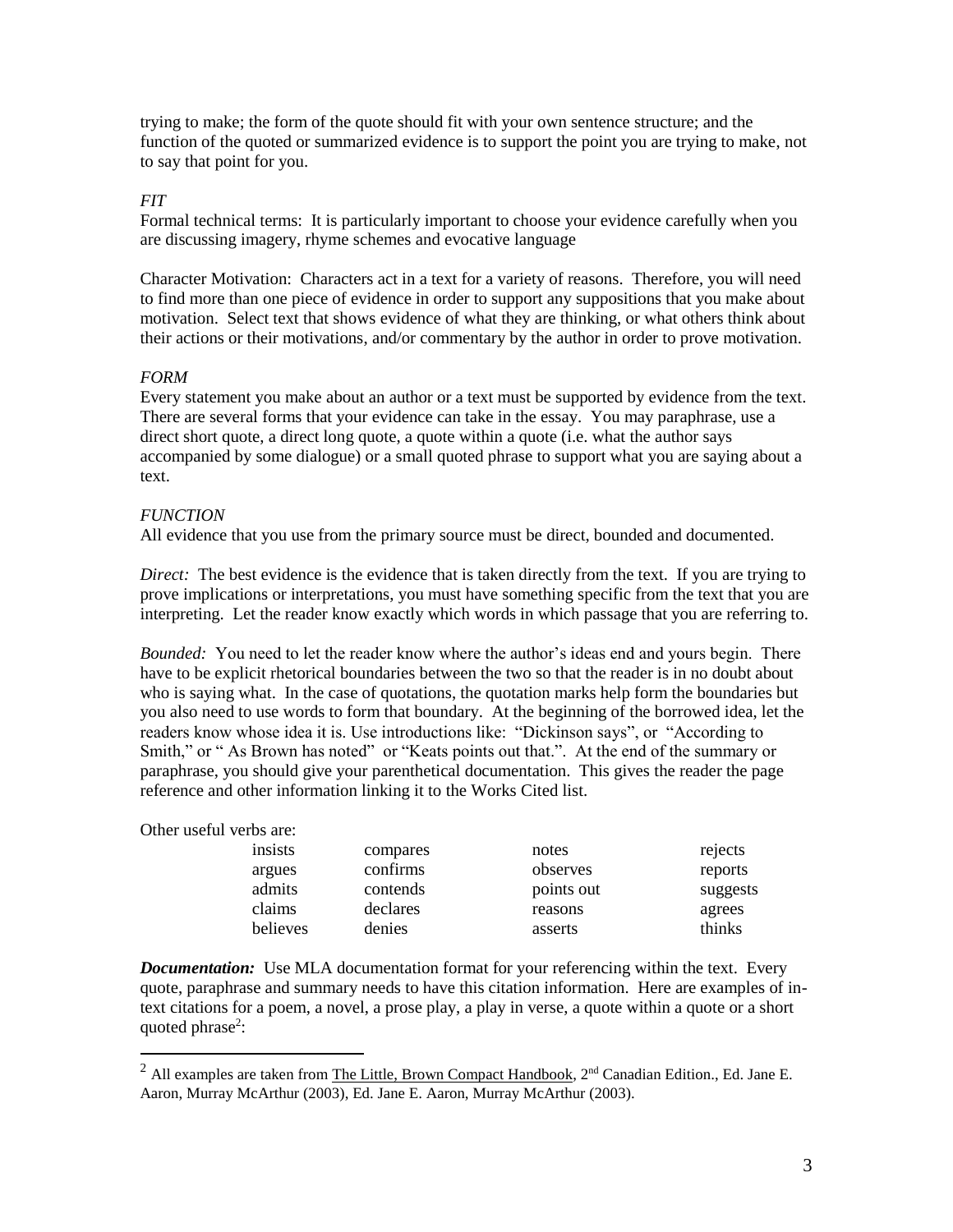trying to make; the form of the quote should fit with your own sentence structure; and the function of the quoted or summarized evidence is to support the point you are trying to make, not to say that point for you.

*FIT*

Formal technical terms: It is particularly important to choose your evidence carefully when you are discussing imagery, rhyme schemes and evocative language

Character Motivation: Characters act in a text for a variety of reasons. Therefore, you will need to find more than one piece of evidence in order to support any suppositions that you make about motivation. Select text that shows evidence of what they are thinking, or what others think about their actions or their motivations, and/or commentary by the author in order to prove motivation.

*FORM*

Every statement you make about an author or a text must be supported by evidence from the text. There are several forms that your evidence can take in the essay. You may paraphrase, use a direct short quote, a direct long quote, a quote within a quote (i.e. what the author says accompanied by some dialogue) or a small quoted phrase to support what you are saying about a text.

*FUNCTION*

All evidence that you use from the primary source must be direct, bounded and documented.

*Direct:* The best evidence is the evidence that is taken directly from the text. If you are trying to prove implications or interpretations, you must have something specific from the text that you are interpreting. Let the reader know exactly which words in which passage that you are referring to.

*Bounded:* You need to let the reader know where the author's ideas end and yours begin. There have to be explicit rhetorical boundaries between the two so that the reader is in no doubt about who is saying what. In the case of quotations, the quotation marks help form the boundaries but you also need to use words to form that boundary. At the beginning of the borrowed idea, let the readers know whose idea it is. Use introductions like: "Dickinson says", or "According to Smith," or " As Brown has noted" or "Keats points out that.". At the end of the summary or paraphrase, you should give your parenthetical documentation. This gives the reader the page reference and other information linking it to the Works Cited list.

Other useful verbs are:

| | | | |
|---|---|---|---|
| insists | compares | notes | rejects |
| argues | confirms | observes | reports |
| admits | contends | points out | suggests |
| claims | declares | reasons | agrees |
| believes | denies | asserts | thinks |

***Documentation:*** Use MLA documentation format for your referencing within the text. Every quote, paraphrase and summary needs to have this citation information. Here are examples of in-text citations for a poem, a novel, a prose play, a play in verse, a quote within a quote or a short quoted phrase[2]:

---

[2] All examples are taken from The Little, Brown Compact Handbook, 2nd Canadian Edition., Ed. Jane E. Aaron, Murray McArthur (2003), Ed. Jane E. Aaron, Murray McArthur (2003).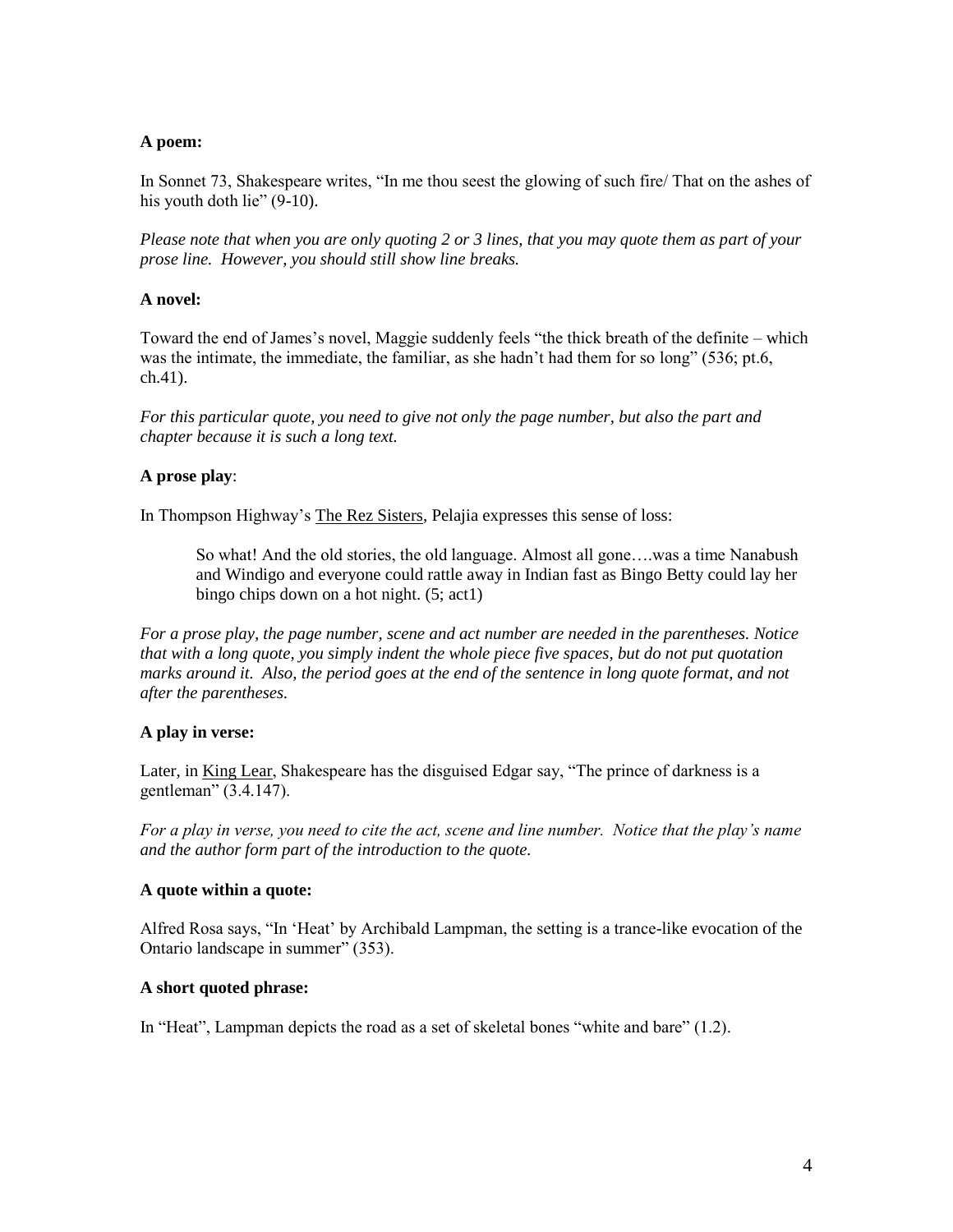**A poem:**

In Sonnet 73, Shakespeare writes, “In me thou seest the glowing of such fire/ That on the ashes of his youth doth lie” (9-10).

*Please note that when you are only quoting 2 or 3 lines, that you may quote them as part of your prose line. However, you should still show line breaks.*

**A novel:**

Toward the end of James’s novel, Maggie suddenly feels “the thick breath of the definite – which was the intimate, the immediate, the familiar, as she hadn’t had them for so long” (536; pt.6, ch.41).

*For this particular quote, you need to give not only the page number, but also the part and chapter because it is such a long text.*

**A prose play**:

In Thompson Highway’s The Rez Sisters, Pelajia expresses this sense of loss:

> So what! And the old stories, the old language. Almost all gone….was a time Nanabush and Windigo and everyone could rattle away in Indian fast as Bingo Betty could lay her bingo chips down on a hot night. (5; act1)

*For a prose play, the page number, scene and act number are needed in the parentheses. Notice that with a long quote, you simply indent the whole piece five spaces, but do not put quotation marks around it. Also, the period goes at the end of the sentence in long quote format, and not after the parentheses.*

**A play in verse:**

Later, in King Lear, Shakespeare has the disguised Edgar say, “The prince of darkness is a gentleman” (3.4.147).

*For a play in verse, you need to cite the act, scene and line number. Notice that the play’s name and the author form part of the introduction to the quote.*

**A quote within a quote:**

Alfred Rosa says, “In ‘Heat’ by Archibald Lampman, the setting is a trance-like evocation of the Ontario landscape in summer” (353).

**A short quoted phrase:**

In “Heat”, Lampman depicts the road as a set of skeletal bones “white and bare” (1.2).